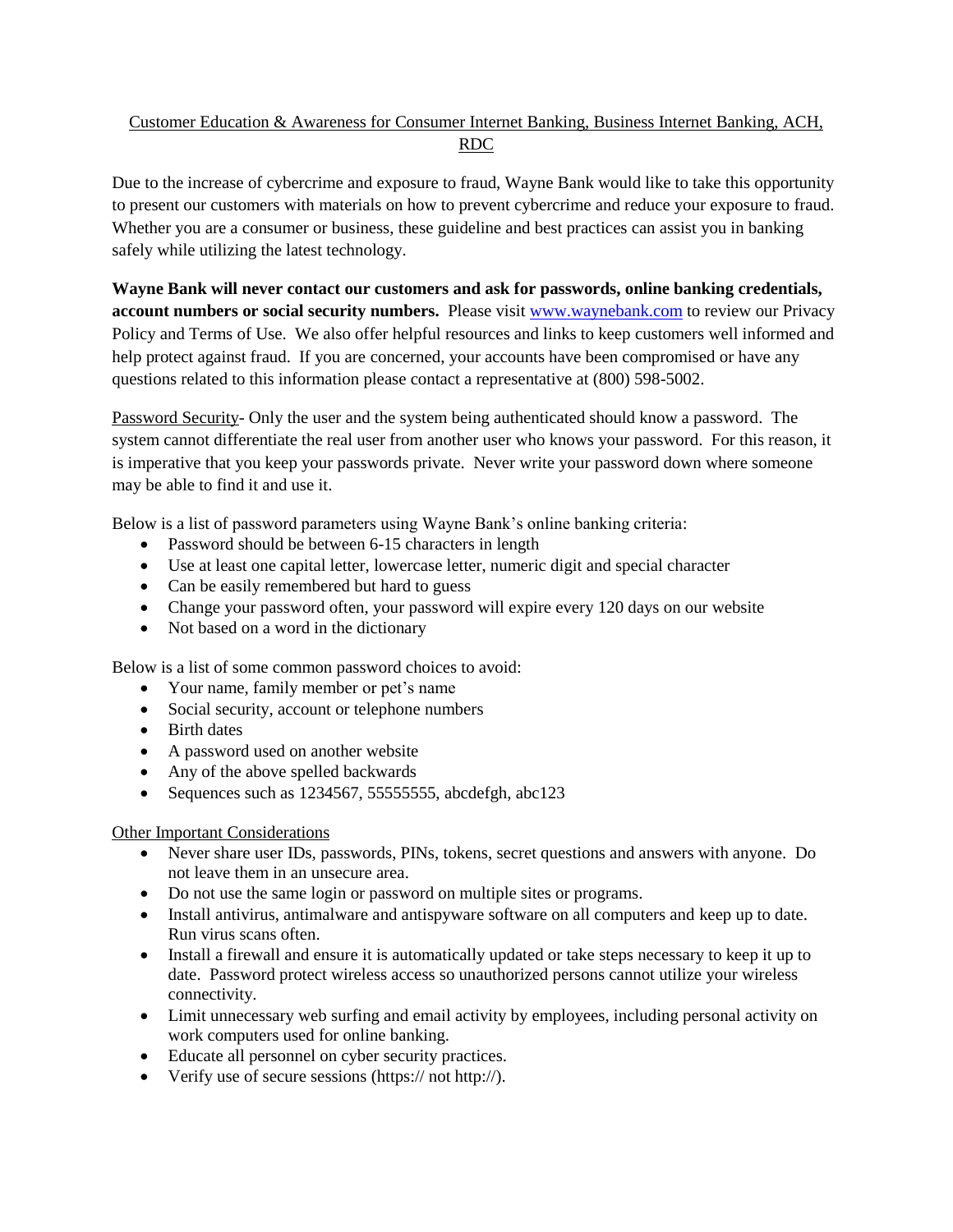## Customer Education & Awareness for Consumer Internet Banking, Business Internet Banking, ACH, RDC

Due to the increase of cybercrime and exposure to fraud, Wayne Bank would like to take this opportunity to present our customers with materials on how to prevent cybercrime and reduce your exposure to fraud. Whether you are a consumer or business, these guideline and best practices can assist you in banking safely while utilizing the latest technology.

**Wayne Bank will never contact our customers and ask for passwords, online banking credentials, account numbers or social security numbers.** Please visit [www.waynebank.com](http://www.waynebank.com) to review our Privacy Policy and Terms of Use. We also offer helpful resources and links to keep customers well informed and help protect against fraud. If you are concerned, your accounts have been compromised or have any questions related to this information please contact a representative at (800) 598-5002.

Password Security- Only the user and the system being authenticated should know a password. The system cannot differentiate the real user from another user who knows your password. For this reason, it is imperative that you keep your passwords private. Never write your password down where someone may be able to find it and use it.

Below is a list of password parameters using Wayne Bank's online banking criteria:

- Password should be between 6-15 characters in length
- Use at least one capital letter, lowercase letter, numeric digit and special character
- Can be easily remembered but hard to guess
- Change your password often, your password will expire every 120 days on our website
- Not based on a word in the dictionary

Below is a list of some common password choices to avoid:

- Your name, family member or pet's name
- Social security, account or telephone numbers
- Birth dates
- A password used on another website
- Any of the above spelled backwards
- Sequences such as 1234567, 55555555, abcdefgh, abc123

Other Important Considerations

- Never share user IDs, passwords, PINs, tokens, secret questions and answers with anyone. Do not leave them in an unsecure area.
- Do not use the same login or password on multiple sites or programs.
- Install antivirus, antimalware and antispyware software on all computers and keep up to date. Run virus scans often.
- Install a firewall and ensure it is automatically updated or take steps necessary to keep it up to date. Password protect wireless access so unauthorized persons cannot utilize your wireless connectivity.
- Limit unnecessary web surfing and email activity by employees, including personal activity on work computers used for online banking.
- Educate all personnel on cyber security practices.
- Verify use of secure sessions (https:// not http://).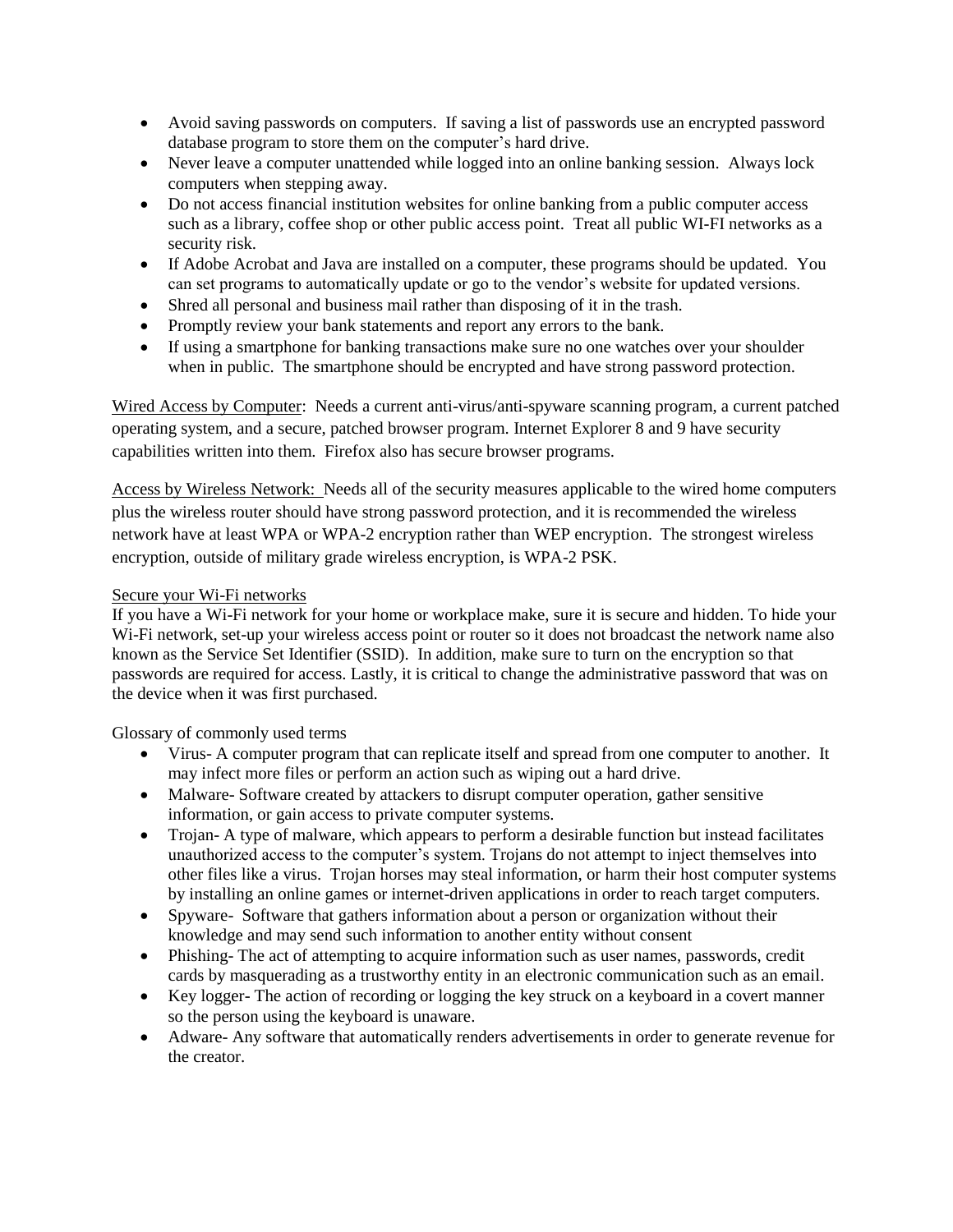- Avoid saving passwords on computers. If saving a list of passwords use an encrypted password database program to store them on the computer's hard drive.
- Never leave a computer unattended while logged into an online banking session. Always lock computers when stepping away.
- Do not access financial institution websites for online banking from a public computer access such as a library, coffee shop or other public access point. Treat all public WI-FI networks as a security risk.
- If Adobe Acrobat and Java are installed on a computer, these programs should be updated. You can set programs to automatically update or go to the vendor's website for updated versions.
- Shred all personal and business mail rather than disposing of it in the trash.
- Promptly review your bank statements and report any errors to the bank.
- If using a smartphone for banking transactions make sure no one watches over your shoulder when in public. The smartphone should be encrypted and have strong password protection.

<u>Wired Access by Computer</u>: Needs a current anti-virus/anti-spyware scanning program, a current patched operating system, and a secure, patched browser program. Internet Explorer 8 and 9 have security capabilities written into them. Firefox also has secure browser programs.

<u>Access by Wireless Network:</u> Needs all of the security measures applicable to the wired home computers plus the wireless router should have strong password protection, and it is recommended the wireless network have at least WPA or WPA-2 encryption rather than WEP encryption. The strongest wireless encryption, outside of military grade wireless encryption, is WPA-2 PSK.

<u>Secure your Wi-Fi networks</u>

If you have a Wi-Fi network for your home or workplace make, sure it is secure and hidden. To hide your Wi-Fi network, set-up your wireless access point or router so it does not broadcast the network name also known as the Service Set Identifier (SSID). In addition, make sure to turn on the encryption so that passwords are required for access. Lastly, it is critical to change the administrative password that was on the device when it was first purchased.

Glossary of commonly used terms

- Virus- A computer program that can replicate itself and spread from one computer to another. It may infect more files or perform an action such as wiping out a hard drive.
- Malware- Software created by attackers to disrupt computer operation, gather sensitive information, or gain access to private computer systems.
- Trojan- A type of malware, which appears to perform a desirable function but instead facilitates unauthorized access to the computer's system. Trojans do not attempt to inject themselves into other files like a virus. Trojan horses may steal information, or harm their host computer systems by installing an online games or internet-driven applications in order to reach target computers.
- Spyware- Software that gathers information about a person or organization without their knowledge and may send such information to another entity without consent
- Phishing- The act of attempting to acquire information such as user names, passwords, credit cards by masquerading as a trustworthy entity in an electronic communication such as an email.
- Key logger- The action of recording or logging the key struck on a keyboard in a covert manner so the person using the keyboard is unaware.
- Adware- Any software that automatically renders advertisements in order to generate revenue for the creator.